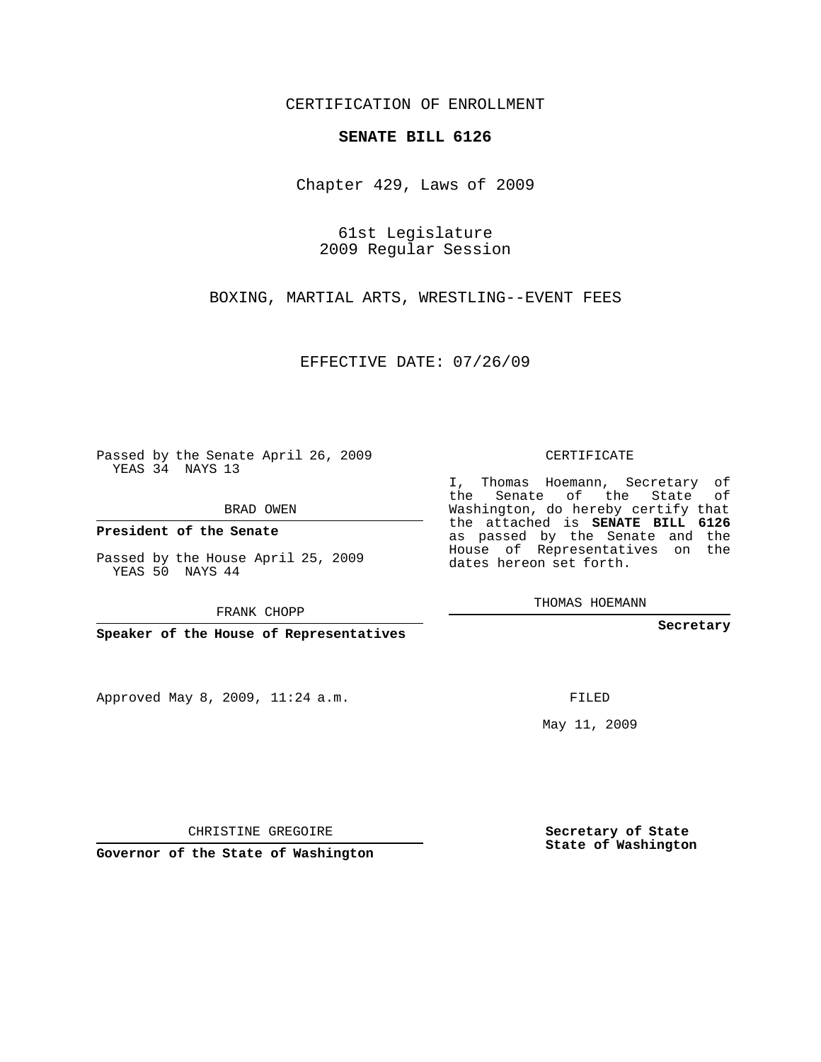CERTIFICATION OF ENROLLMENT

**SENATE BILL 6126**

Chapter 429, Laws of 2009

61st Legislature
2009 Regular Session

BOXING, MARTIAL ARTS, WRESTLING--EVENT FEES

EFFECTIVE DATE: 07/26/09

Passed by the Senate April 26, 2009
YEAS 34 NAYS 13

BRAD OWEN

**President of the Senate**

Passed by the House April 25, 2009
YEAS 50 NAYS 44

FRANK CHOPP

**Speaker of the House of Representatives**

Approved May 8, 2009, 11:24 a.m.

CHRISTINE GREGOIRE

**Governor of the State of Washington**

CERTIFICATE

I, Thomas Hoemann, Secretary of the Senate of the State of Washington, do hereby certify that the attached is **SENATE BILL 6126** as passed by the Senate and the House of Representatives on the dates hereon set forth.

THOMAS HOEMANN

**Secretary**

FILED

May 11, 2009

**Secretary of State**
**State of Washington**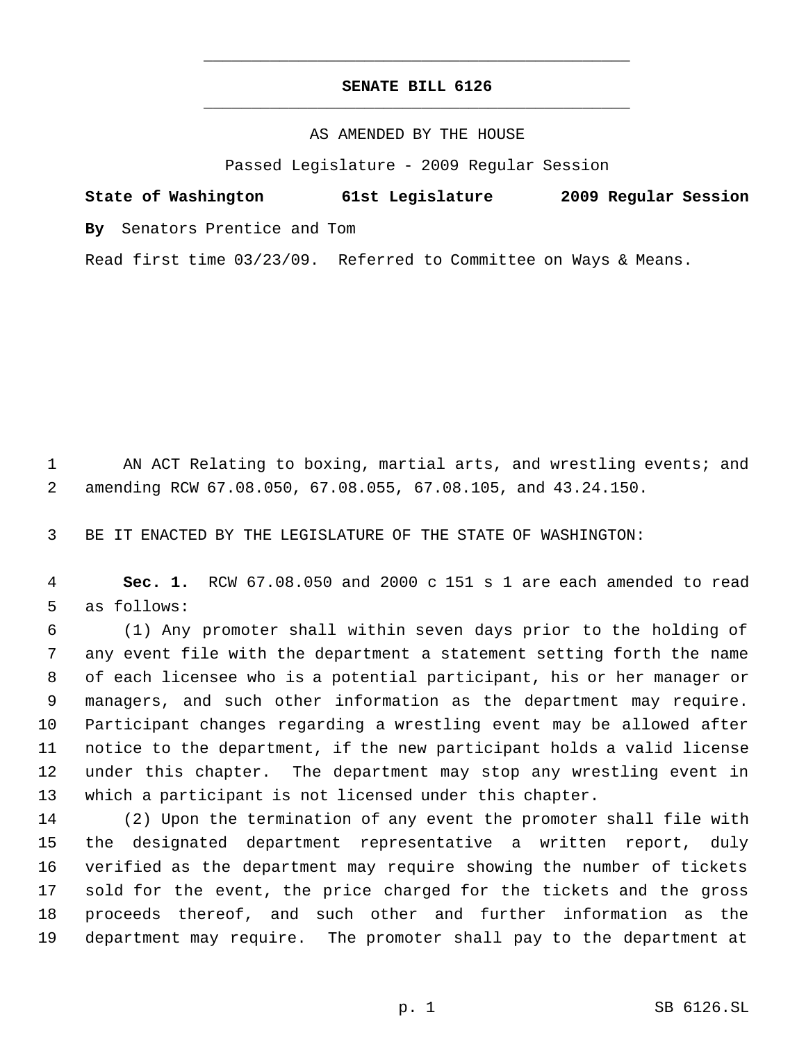# SENATE BILL 6126

AS AMENDED BY THE HOUSE

Passed Legislature - 2009 Regular Session

**State of Washington 61st Legislature 2009 Regular Session**

**By** Senators Prentice and Tom

Read first time 03/23/09. Referred to Committee on Ways & Means.

AN ACT Relating to boxing, martial arts, and wrestling events; and amending RCW 67.08.050, 67.08.055, 67.08.105, and 43.24.150.

BE IT ENACTED BY THE LEGISLATURE OF THE STATE OF WASHINGTON:

**Sec. 1.** RCW 67.08.050 and 2000 c 151 s 1 are each amended to read as follows:

(1) Any promoter shall within seven days prior to the holding of any event file with the department a statement setting forth the name of each licensee who is a potential participant, his or her manager or managers, and such other information as the department may require. Participant changes regarding a wrestling event may be allowed after notice to the department, if the new participant holds a valid license under this chapter. The department may stop any wrestling event in which a participant is not licensed under this chapter.

(2) Upon the termination of any event the promoter shall file with the designated department representative a written report, duly verified as the department may require showing the number of tickets sold for the event, the price charged for the tickets and the gross proceeds thereof, and such other and further information as the department may require. The promoter shall pay to the department at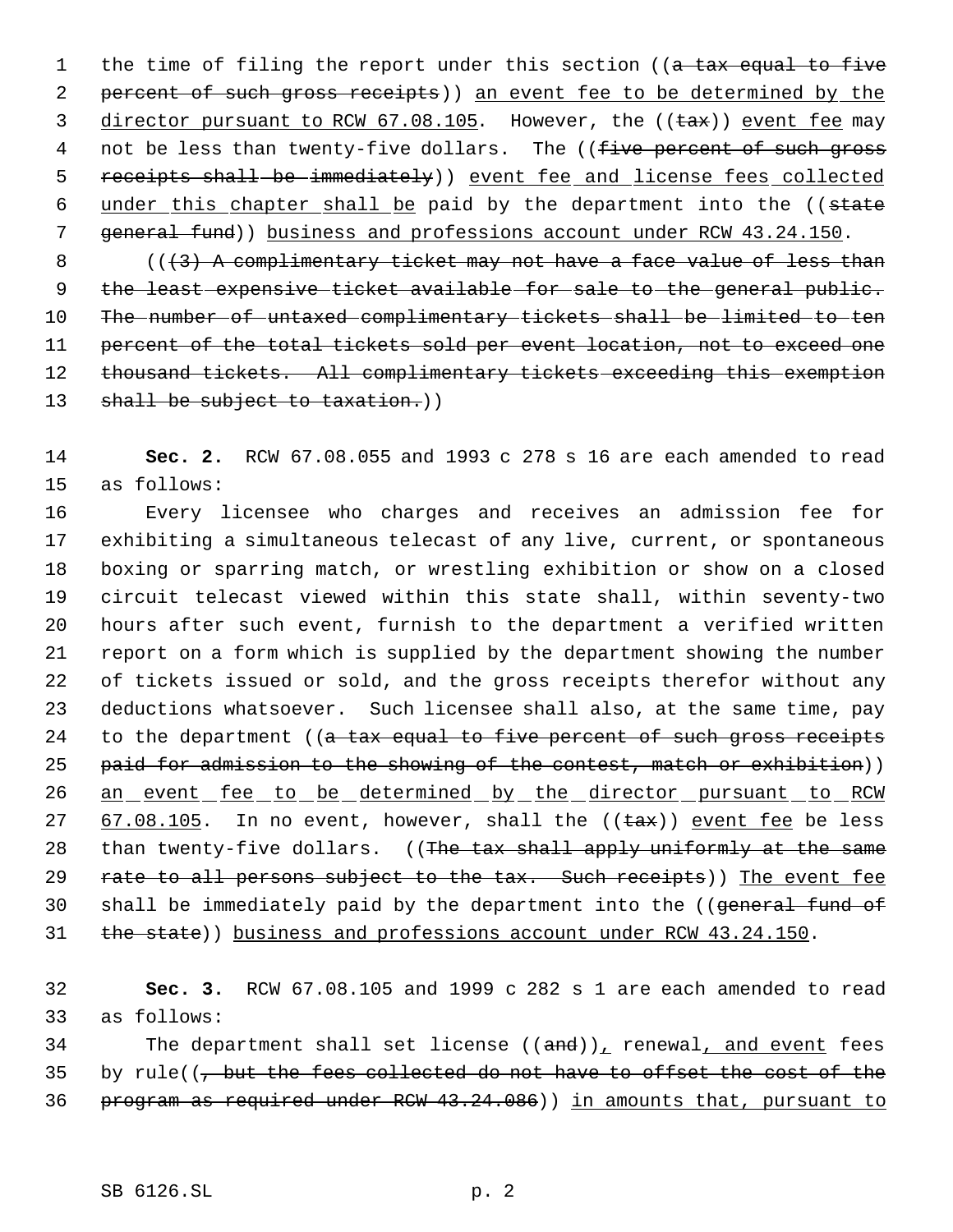the time of filing the report under this section ((a tax equal to five percent of such gross receipts)) an event fee to be determined by the director pursuant to RCW 67.08.105. However, the ((tax)) event fee may not be less than twenty-five dollars. The ((five percent of such gross receipts shall be immediately)) event fee and license fees collected under this chapter shall be paid by the department into the ((state general fund)) business and professions account under RCW 43.24.150.

(((3) A complimentary ticket may not have a face value of less than the least expensive ticket available for sale to the general public. The number of untaxed complimentary tickets shall be limited to ten percent of the total tickets sold per event location, not to exceed one thousand tickets. All complimentary tickets exceeding this exemption shall be subject to taxation.))

**Sec. 2.** RCW 67.08.055 and 1993 c 278 s 16 are each amended to read as follows:

Every licensee who charges and receives an admission fee for exhibiting a simultaneous telecast of any live, current, or spontaneous boxing or sparring match, or wrestling exhibition or show on a closed circuit telecast viewed within this state shall, within seventy-two hours after such event, furnish to the department a verified written report on a form which is supplied by the department showing the number of tickets issued or sold, and the gross receipts therefor without any deductions whatsoever. Such licensee shall also, at the same time, pay to the department ((a tax equal to five percent of such gross receipts paid for admission to the showing of the contest, match or exhibition)) an event fee to be determined by the director pursuant to RCW 67.08.105. In no event, however, shall the ((tax)) event fee be less than twenty-five dollars. ((The tax shall apply uniformly at the same rate to all persons subject to the tax. Such receipts)) The event fee shall be immediately paid by the department into the ((general fund of the state)) business and professions account under RCW 43.24.150.

**Sec. 3.** RCW 67.08.105 and 1999 c 282 s 1 are each amended to read as follows:

The department shall set license ((and)), renewal, and event fees by rule((, but the fees collected do not have to offset the cost of the program as required under RCW 43.24.086)) in amounts that, pursuant to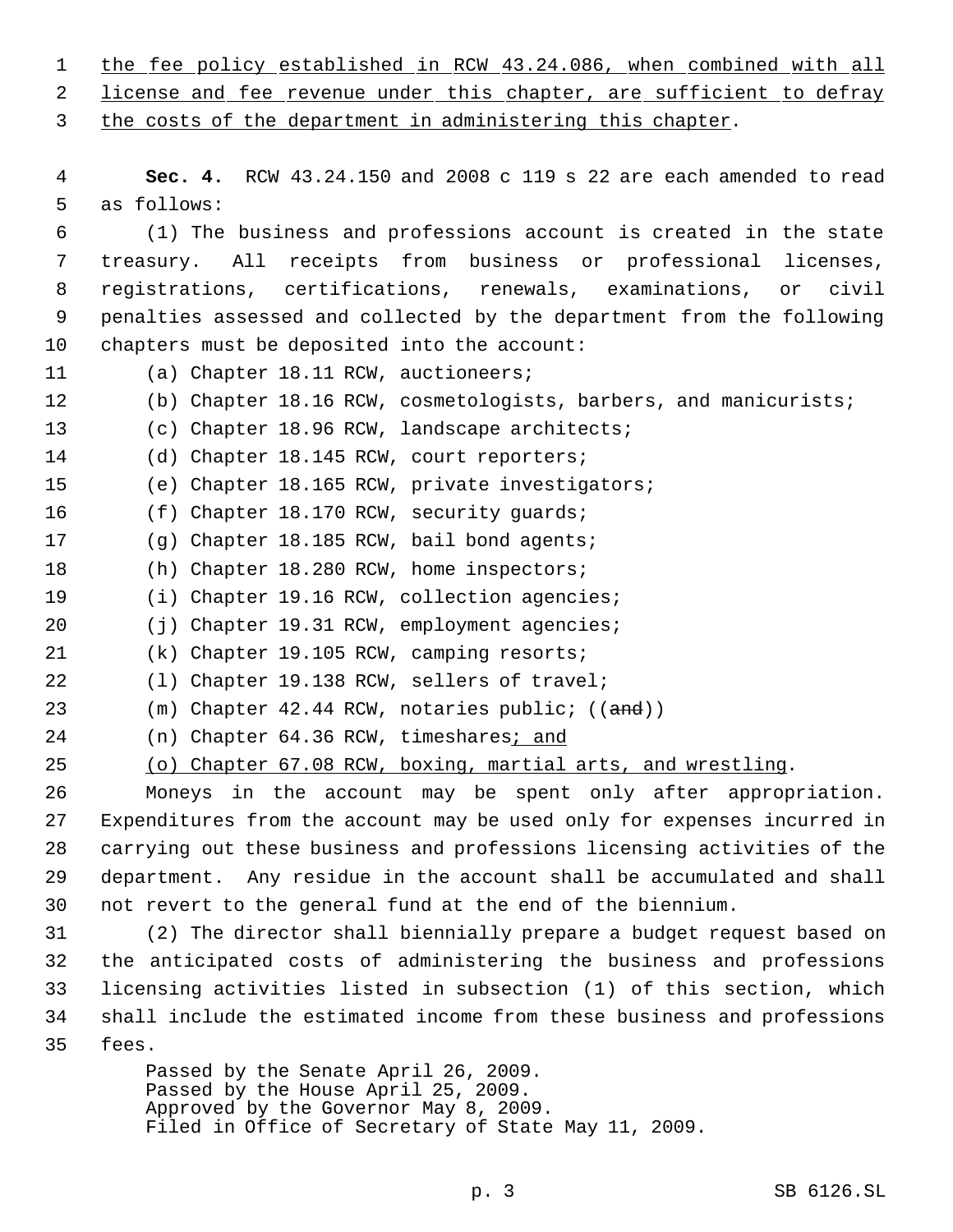the fee policy established in RCW 43.24.086, when combined with all license and fee revenue under this chapter, are sufficient to defray the costs of the department in administering this chapter.

**Sec. 4.** RCW 43.24.150 and 2008 c 119 s 22 are each amended to read as follows:

(1) The business and professions account is created in the state treasury. All receipts from business or professional licenses, registrations, certifications, renewals, examinations, or civil penalties assessed and collected by the department from the following chapters must be deposited into the account:

(a) Chapter 18.11 RCW, auctioneers;

(b) Chapter 18.16 RCW, cosmetologists, barbers, and manicurists;

(c) Chapter 18.96 RCW, landscape architects;

(d) Chapter 18.145 RCW, court reporters;

(e) Chapter 18.165 RCW, private investigators;

(f) Chapter 18.170 RCW, security guards;

(g) Chapter 18.185 RCW, bail bond agents;

(h) Chapter 18.280 RCW, home inspectors;

(i) Chapter 19.16 RCW, collection agencies;

(j) Chapter 19.31 RCW, employment agencies;

(k) Chapter 19.105 RCW, camping resorts;

(l) Chapter 19.138 RCW, sellers of travel;

(m) Chapter 42.44 RCW, notaries public; ((~~and~~))

(n) Chapter 64.36 RCW, timeshares; and

(o) Chapter 67.08 RCW, boxing, martial arts, and wrestling.

Moneys in the account may be spent only after appropriation. Expenditures from the account may be used only for expenses incurred in carrying out these business and professions licensing activities of the department. Any residue in the account shall be accumulated and shall not revert to the general fund at the end of the biennium.

(2) The director shall biennially prepare a budget request based on the anticipated costs of administering the business and professions licensing activities listed in subsection (1) of this section, which shall include the estimated income from these business and professions fees.

Passed by the Senate April 26, 2009.
Passed by the House April 25, 2009.
Approved by the Governor May 8, 2009.
Filed in Office of Secretary of State May 11, 2009.